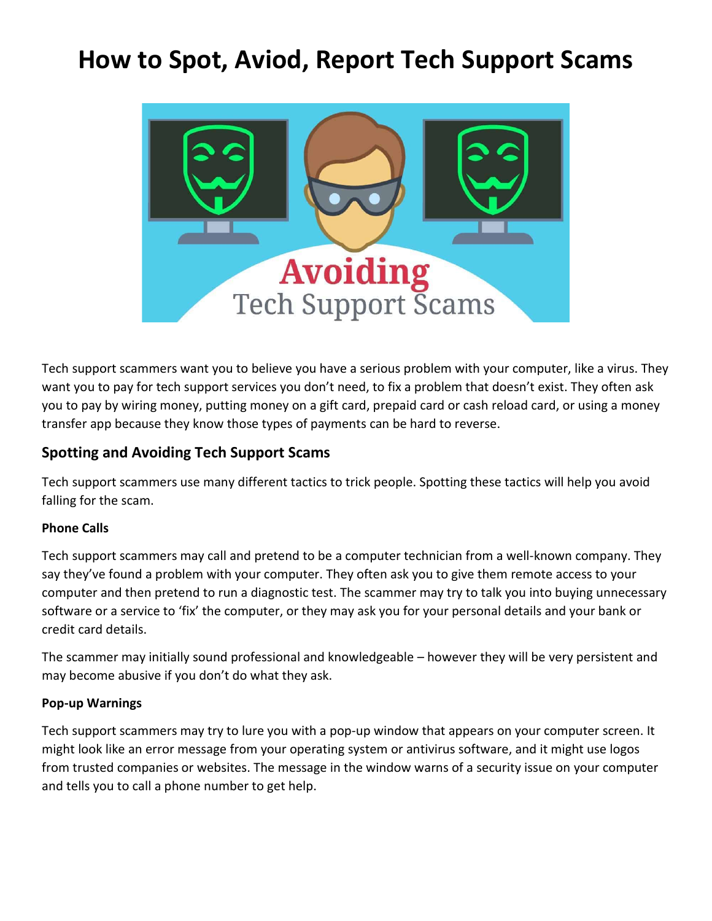# How to Spot, Aviod, Report Tech Support Scams

Tech support scammers want you to believe you have a serious problem with your computer, like a virus. They want you to pay for tech support services you don't need, to fix a problem that doesn't exist. They often ask you to pay by wiring money, putting money on a gift card, prepaid card or cash reload card, or using a money transfer app because they know those types of payments can be hard to reverse.

## Spotting and Avoiding Tech Support Scams

Tech support scammers use many different tactics to trick people. Spotting these tactics will help you avoid falling for the scam.

### Phone Calls

Tech support scammers may call and pretend to be a computer technician from a well-known company. They say they've found a problem with your computer. They often ask you to give them remote access to your computer and then pretend to run a diagnostic test. The scammer may try to talk you into buying unnecessary software or a service to 'fix' the computer, or they may ask you for your personal details and your bank or credit card details.

The scammer may initially sound professional and knowledgeable – however they will be very persistent and may become abusive if you don't do what they ask.

### Pop-up Warnings

Tech support scammers may try to lure you with a pop-up window that appears on your computer screen. It might look like an error message from your operating system or antivirus software, and it might use logos from trusted companies or websites. The message in the window warns of a security issue on your computer and tells you to call a phone number to get help.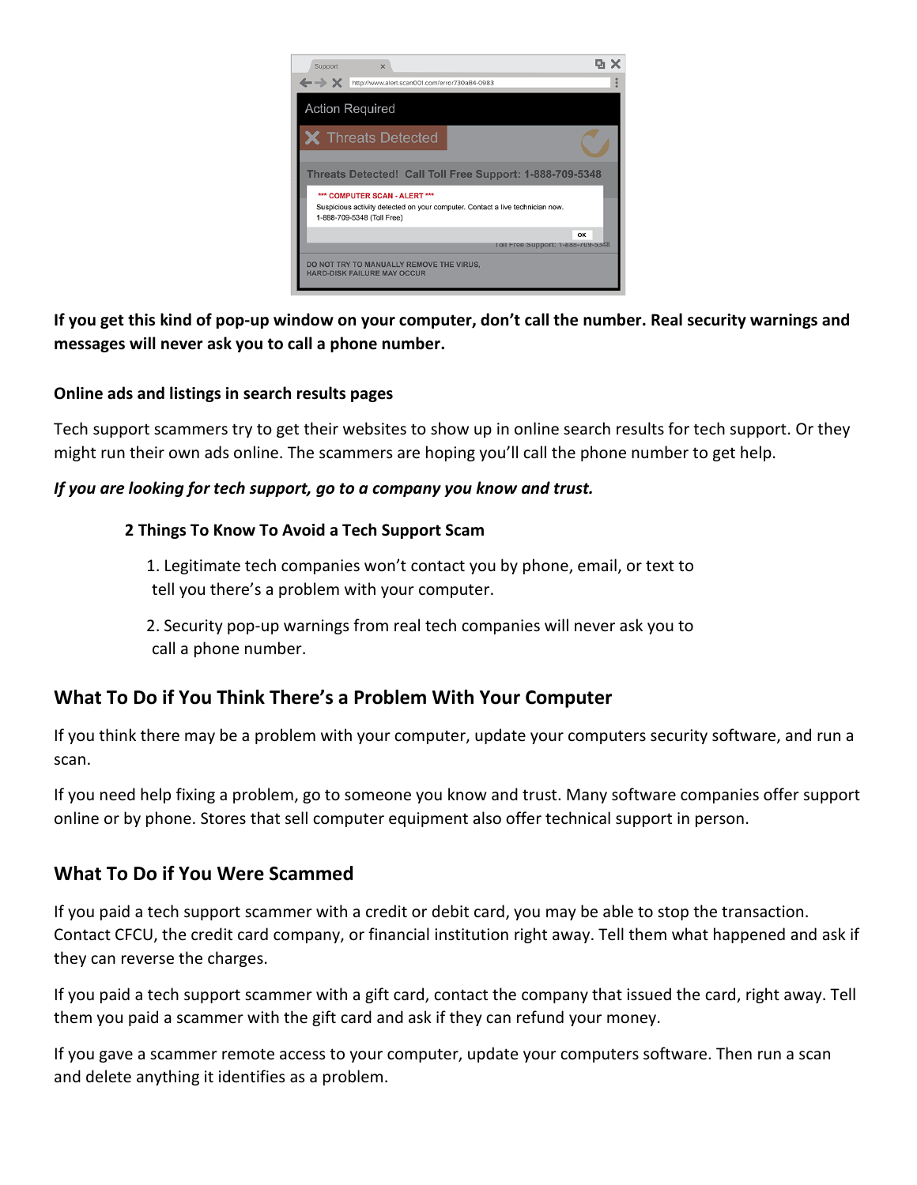**If you get this kind of pop-up window on your computer, don't call the number. Real security warnings and messages will never ask you to call a phone number.**

#### Online ads and listings in search results pages

Tech support scammers try to get their websites to show up in online search results for tech support. Or they might run their own ads online. The scammers are hoping you'll call the phone number to get help.

***If you are looking for tech support, go to a company you know and trust.***

#### 2 Things To Know To Avoid a Tech Support Scam

1. Legitimate tech companies won't contact you by phone, email, or text to tell you there's a problem with your computer.
2. Security pop-up warnings from real tech companies will never ask you to call a phone number.

## What To Do if You Think There's a Problem With Your Computer

If you think there may be a problem with your computer, update your computers security software, and run a scan.

If you need help fixing a problem, go to someone you know and trust. Many software companies offer support online or by phone. Stores that sell computer equipment also offer technical support in person.

## What To Do if You Were Scammed

If you paid a tech support scammer with a credit or debit card, you may be able to stop the transaction. Contact CFCU, the credit card company, or financial institution right away. Tell them what happened and ask if they can reverse the charges.

If you paid a tech support scammer with a gift card, contact the company that issued the card, right away. Tell them you paid a scammer with the gift card and ask if they can refund your money.

If you gave a scammer remote access to your computer, update your computers software. Then run a scan and delete anything it identifies as a problem.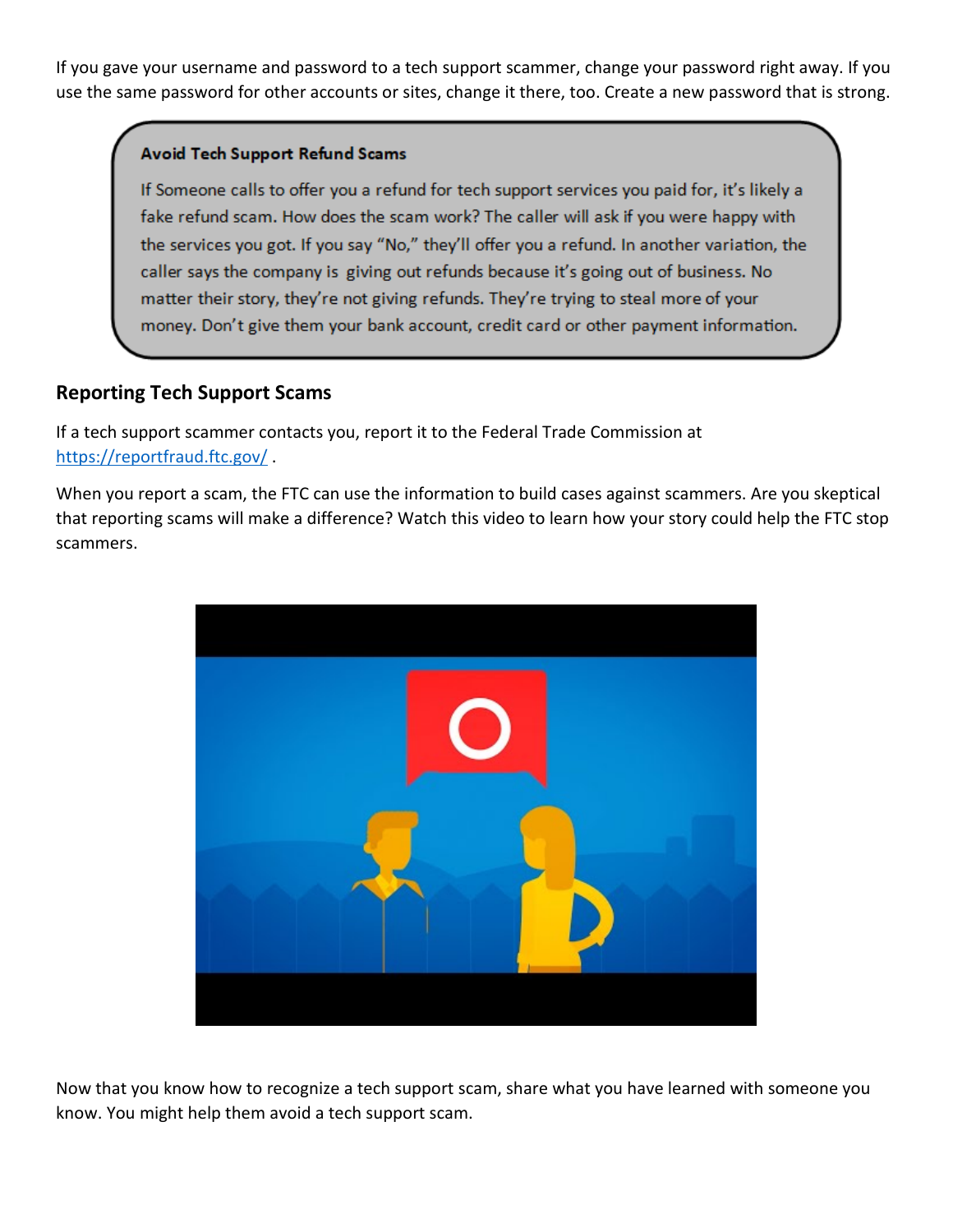If you gave your username and password to a tech support scammer, change your password right away. If you use the same password for other accounts or sites, change it there, too. Create a new password that is strong.

> **Avoid Tech Support Refund Scams**
>
> If Someone calls to offer you a refund for tech support services you paid for, it's likely a fake refund scam. How does the scam work? The caller will ask if you were happy with the services you got. If you say "No," they'll offer you a refund. In another variation, the caller says the company is giving out refunds because it's going out of business. No matter their story, they're not giving refunds. They're trying to steal more of your money. Don't give them your bank account, credit card or other payment information.

## Reporting Tech Support Scams

If a tech support scammer contacts you, report it to the Federal Trade Commission at https://reportfraud.ftc.gov/ .

When you report a scam, the FTC can use the information to build cases against scammers. Are you skeptical that reporting scams will make a difference? Watch this video to learn how your story could help the FTC stop scammers.

Now that you know how to recognize a tech support scam, share what you have learned with someone you know. You might help them avoid a tech support scam.